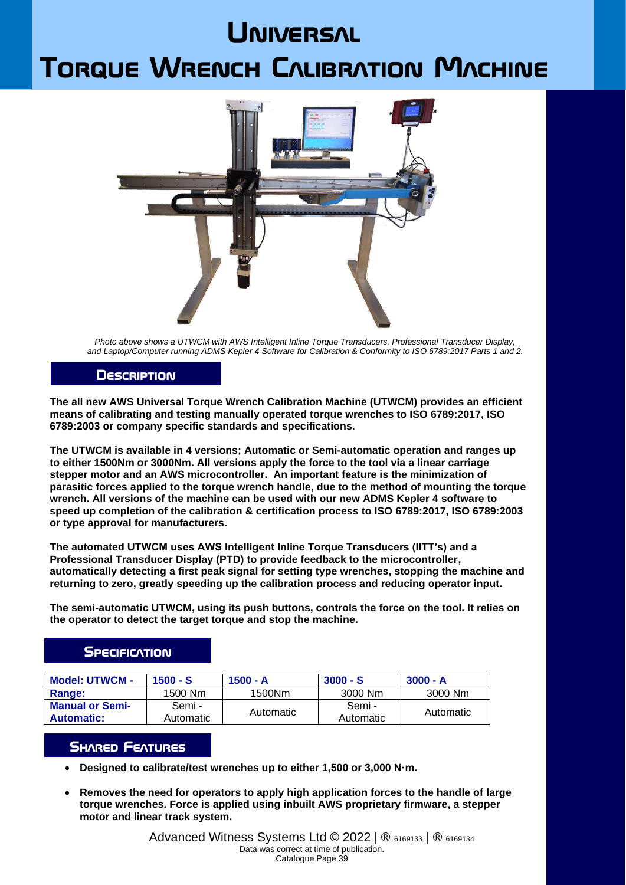# Universal
# Torque Wrench Calibration Machine

*Photo above shows a UTWCM with AWS Intelligent Inline Torque Transducers, Professional Transducer Display, and Laptop/Computer running ADMS Kepler 4 Software for Calibration & Conformity to ISO 6789:2017 Parts 1 and 2.*

## Description

**The all new AWS Universal Torque Wrench Calibration Machine (UTWCM) provides an efficient means of calibrating and testing manually operated torque wrenches to ISO 6789:2017, ISO 6789:2003 or company specific standards and specifications.**

**The UTWCM is available in 4 versions; Automatic or Semi-automatic operation and ranges up to either 1500Nm or 3000Nm. All versions apply the force to the tool via a linear carriage stepper motor and an AWS microcontroller. An important feature is the minimization of parasitic forces applied to the torque wrench handle, due to the method of mounting the torque wrench. All versions of the machine can be used with our new ADMS Kepler 4 software to speed up completion of the calibration & certification process to ISO 6789:2017, ISO 6789:2003 or type approval for manufacturers.**

**The automated UTWCM uses AWS Intelligent Inline Torque Transducers (IITT's) and a Professional Transducer Display (PTD) to provide feedback to the microcontroller, automatically detecting a first peak signal for setting type wrenches, stopping the machine and returning to zero, greatly speeding up the calibration process and reducing operator input.**

**The semi-automatic UTWCM, using its push buttons, controls the force on the tool. It relies on the operator to detect the target torque and stop the machine.**

## Specification

| Model: UTWCM - | 1500 - S | 1500 - A | 3000 - S | 3000 - A |
|---|---|---|---|---|
| Range: | 1500 Nm | 1500Nm | 3000 Nm | 3000 Nm |
| Manual or Semi-Automatic: | Semi - Automatic | Automatic | Semi - Automatic | Automatic |

## Shared Features

- **Designed to calibrate/test wrenches up to either 1,500 or 3,000 N·m.**
- **Removes the need for operators to apply high application forces to the handle of large torque wrenches. Force is applied using inbuilt AWS proprietary firmware, a stepper motor and linear track system.**

Advanced Witness Systems Ltd © 2022 | ® 6169133 | ® 6169134
Data was correct at time of publication.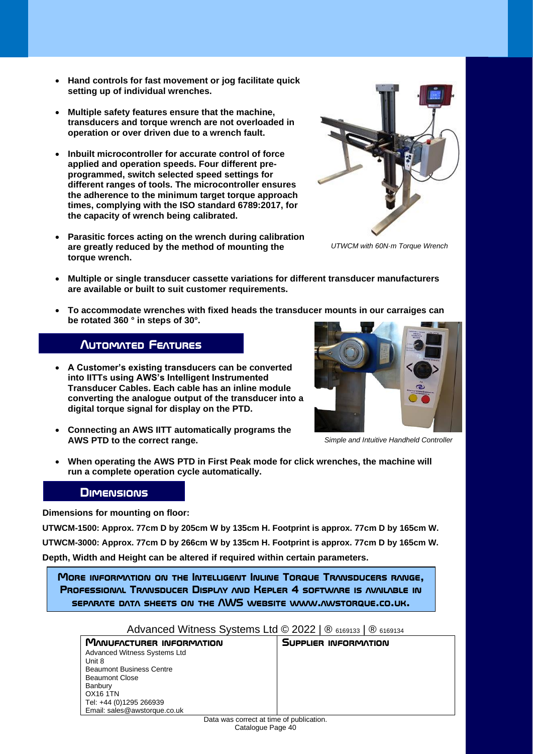- **Hand controls for fast movement or jog facilitate quick setting up of individual wrenches.**
- **Multiple safety features ensure that the machine, transducers and torque wrench are not overloaded in operation or over driven due to a wrench fault.**
- **Inbuilt microcontroller for accurate control of force applied and operation speeds. Four different pre-programmed, switch selected speed settings for different ranges of tools. The microcontroller ensures the adherence to the minimum target torque approach times, complying with the ISO standard 6789:2017, for the capacity of wrench being calibrated.**
- **Parasitic forces acting on the wrench during calibration are greatly reduced by the method of mounting the torque wrench.**

*UTWCM with 60N·m Torque Wrench*

- **Multiple or single transducer cassette variations for different transducer manufacturers are available or built to suit customer requirements.**
- **To accommodate wrenches with fixed heads the transducer mounts in our carriages can be rotated 360 ° in steps of 30°.**

## Automated Features

- **A Customer's existing transducers can be converted into IITTs using AWS's Intelligent Instrumented Transducer Cables. Each cable has an inline module converting the analogue output of the transducer into a digital torque signal for display on the PTD.**
- **Connecting an AWS IITT automatically programs the AWS PTD to the correct range.**

*Simple and Intuitive Handheld Controller*

- **When operating the AWS PTD in First Peak mode for click wrenches, the machine will run a complete operation cycle automatically.**

## Dimensions

**Dimensions for mounting on floor:**

**UTWCM-1500: Approx. 77cm D by 205cm W by 135cm H. Footprint is approx. 77cm D by 165cm W.**

**UTWCM-3000: Approx. 77cm D by 266cm W by 135cm H. Footprint is approx. 77cm D by 165cm W.**

**Depth, Width and Height can be altered if required within certain parameters.**

**More information on the Intelligent Inline Torque Transducers range, Professional Transducer Display and Kepler 4 software is available in separate data sheets on the AWS website www.awstorque.co.uk.**

Advanced Witness Systems Ltd © 2022 | ® 6169133 | ® 6169134

| Manufacturer Information | Supplier Information |
|---|---|
| Advanced Witness Systems Ltd<br>Unit 8<br>Beaumont Business Centre<br>Beaumont Close<br>Banbury<br>OX16 1TN<br>Tel: +44 (0)1295 266939<br>Email: sales@awstorque.co.uk | |

Data was correct at time of publication.
Catalogue Page 40